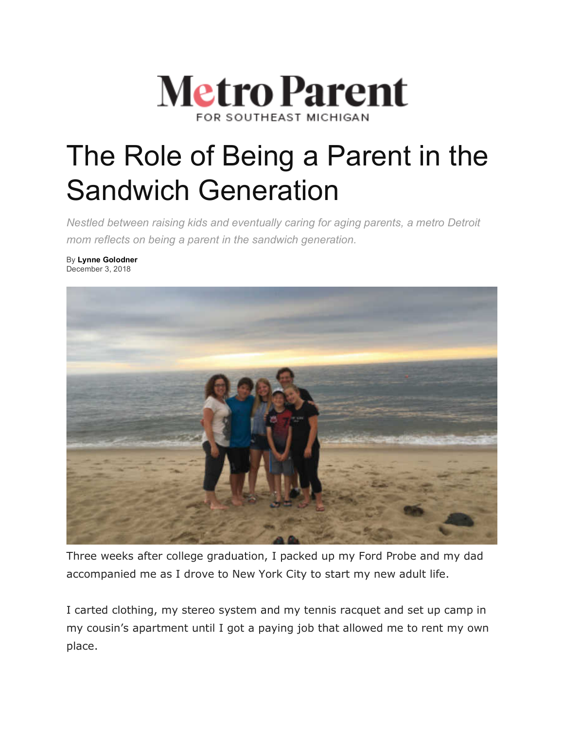Metro Parent
FOR SOUTHEAST MICHIGAN

# The Role of Being a Parent in the Sandwich Generation

*Nestled between raising kids and eventually caring for aging parents, a metro Detroit mom reflects on being a parent in the sandwich generation.*

By **Lynne Golodner**
December 3, 2018

Three weeks after college graduation, I packed up my Ford Probe and my dad accompanied me as I drove to New York City to start my new adult life.

I carted clothing, my stereo system and my tennis racquet and set up camp in my cousin's apartment until I got a paying job that allowed me to rent my own place.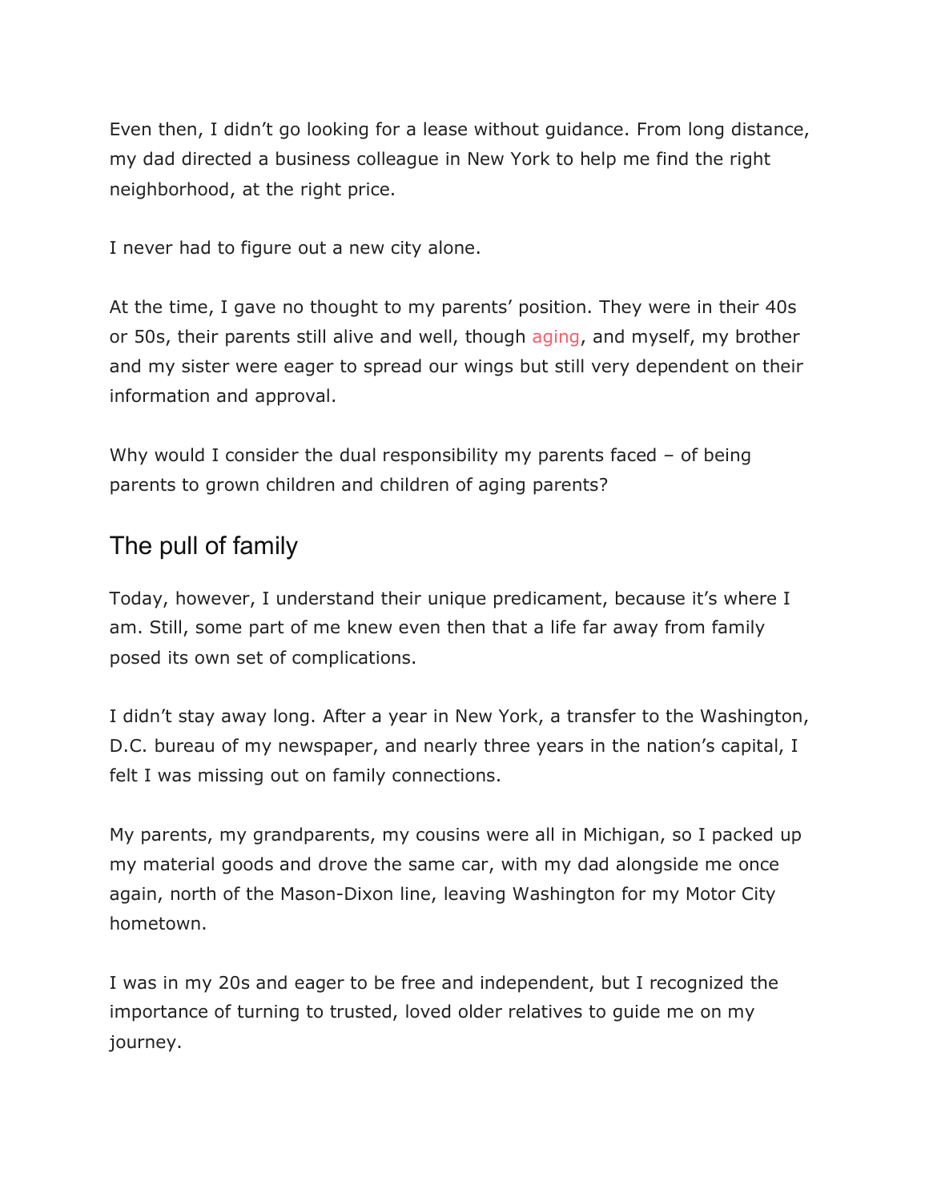Even then, I didn't go looking for a lease without guidance. From long distance, my dad directed a business colleague in New York to help me find the right neighborhood, at the right price.

I never had to figure out a new city alone.

At the time, I gave no thought to my parents' position. They were in their 40s or 50s, their parents still alive and well, though aging, and myself, my brother and my sister were eager to spread our wings but still very dependent on their information and approval.

Why would I consider the dual responsibility my parents faced – of being parents to grown children and children of aging parents?

## The pull of family

Today, however, I understand their unique predicament, because it's where I am. Still, some part of me knew even then that a life far away from family posed its own set of complications.

I didn't stay away long. After a year in New York, a transfer to the Washington, D.C. bureau of my newspaper, and nearly three years in the nation's capital, I felt I was missing out on family connections.

My parents, my grandparents, my cousins were all in Michigan, so I packed up my material goods and drove the same car, with my dad alongside me once again, north of the Mason-Dixon line, leaving Washington for my Motor City hometown.

I was in my 20s and eager to be free and independent, but I recognized the importance of turning to trusted, loved older relatives to guide me on my journey.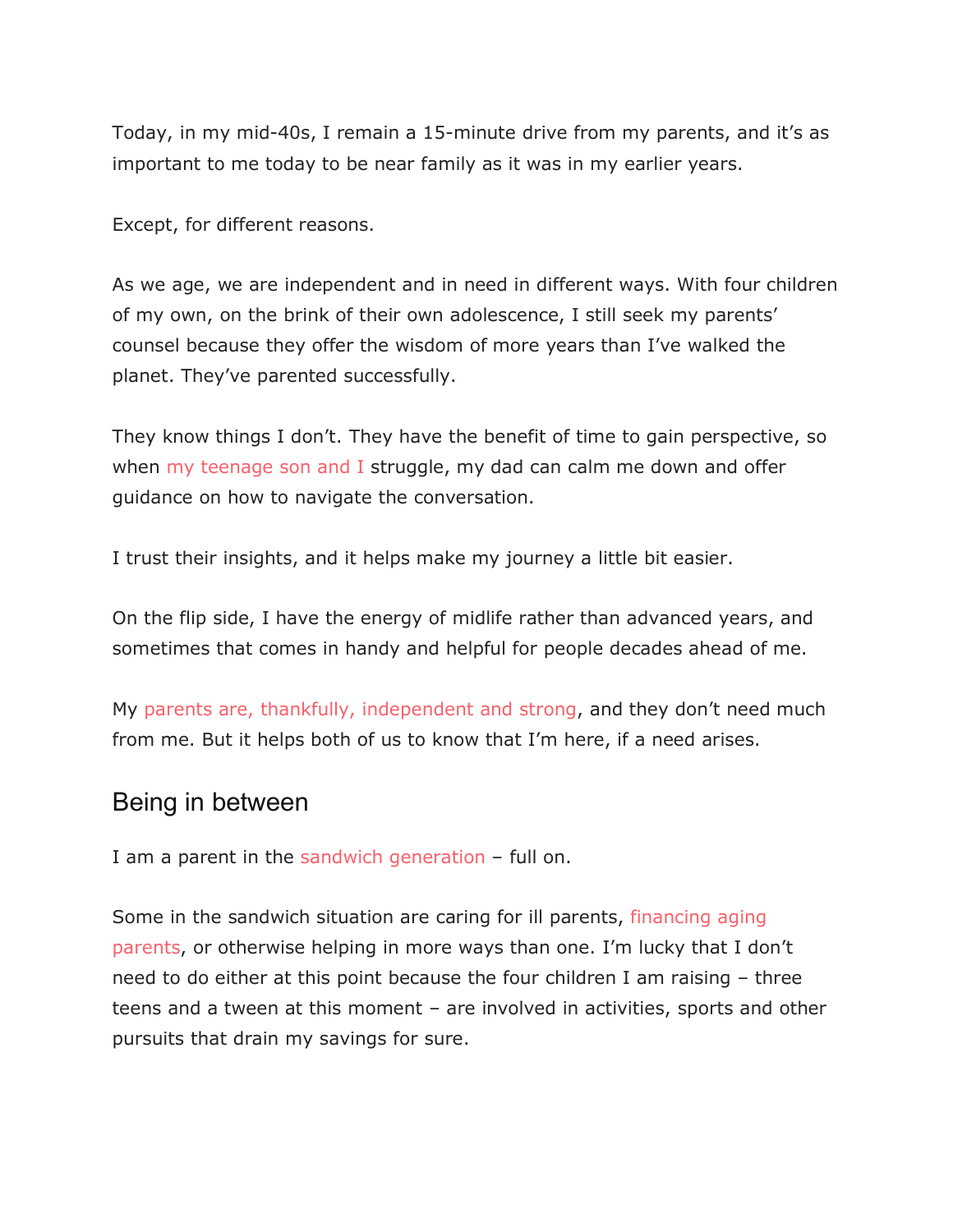Today, in my mid-40s, I remain a 15-minute drive from my parents, and it's as important to me today to be near family as it was in my earlier years.

Except, for different reasons.

As we age, we are independent and in need in different ways. With four children of my own, on the brink of their own adolescence, I still seek my parents' counsel because they offer the wisdom of more years than I've walked the planet. They've parented successfully.

They know things I don't. They have the benefit of time to gain perspective, so when my teenage son and I struggle, my dad can calm me down and offer guidance on how to navigate the conversation.

I trust their insights, and it helps make my journey a little bit easier.

On the flip side, I have the energy of midlife rather than advanced years, and sometimes that comes in handy and helpful for people decades ahead of me.

My parents are, thankfully, independent and strong, and they don't need much from me. But it helps both of us to know that I'm here, if a need arises.

## Being in between

I am a parent in the sandwich generation – full on.

Some in the sandwich situation are caring for ill parents, financing aging parents, or otherwise helping in more ways than one. I'm lucky that I don't need to do either at this point because the four children I am raising – three teens and a tween at this moment – are involved in activities, sports and other pursuits that drain my savings for sure.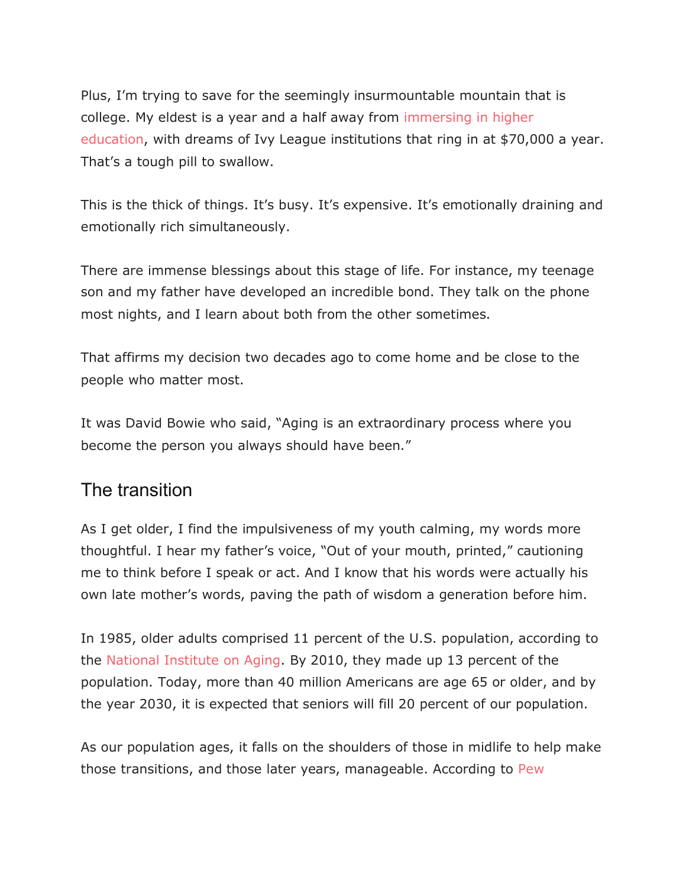Plus, I'm trying to save for the seemingly insurmountable mountain that is college. My eldest is a year and a half away from immersing in higher education, with dreams of Ivy League institutions that ring in at $70,000 a year. That's a tough pill to swallow.

This is the thick of things. It's busy. It's expensive. It's emotionally draining and emotionally rich simultaneously.

There are immense blessings about this stage of life. For instance, my teenage son and my father have developed an incredible bond. They talk on the phone most nights, and I learn about both from the other sometimes.

That affirms my decision two decades ago to come home and be close to the people who matter most.

It was David Bowie who said, "Aging is an extraordinary process where you become the person you always should have been."

## The transition

As I get older, I find the impulsiveness of my youth calming, my words more thoughtful. I hear my father's voice, "Out of your mouth, printed," cautioning me to think before I speak or act. And I know that his words were actually his own late mother's words, paving the path of wisdom a generation before him.

In 1985, older adults comprised 11 percent of the U.S. population, according to the National Institute on Aging. By 2010, they made up 13 percent of the population. Today, more than 40 million Americans are age 65 or older, and by the year 2030, it is expected that seniors will fill 20 percent of our population.

As our population ages, it falls on the shoulders of those in midlife to help make those transitions, and those later years, manageable. According to Pew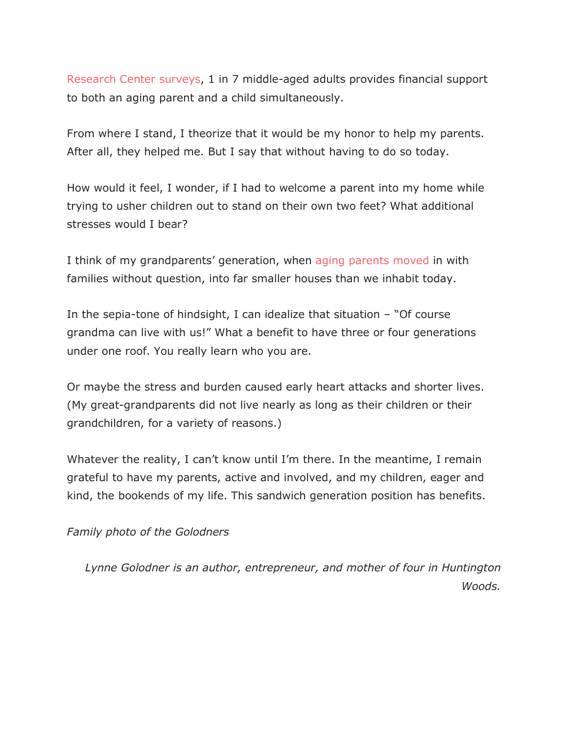Research Center surveys, 1 in 7 middle-aged adults provides financial support to both an aging parent and a child simultaneously.

From where I stand, I theorize that it would be my honor to help my parents. After all, they helped me. But I say that without having to do so today.

How would it feel, I wonder, if I had to welcome a parent into my home while trying to usher children out to stand on their own two feet? What additional stresses would I bear?

I think of my grandparents' generation, when aging parents moved in with families without question, into far smaller houses than we inhabit today.

In the sepia-tone of hindsight, I can idealize that situation – "Of course grandma can live with us!" What a benefit to have three or four generations under one roof. You really learn who you are.

Or maybe the stress and burden caused early heart attacks and shorter lives. (My great-grandparents did not live nearly as long as their children or their grandchildren, for a variety of reasons.)

Whatever the reality, I can't know until I'm there. In the meantime, I remain grateful to have my parents, active and involved, and my children, eager and kind, the bookends of my life. This sandwich generation position has benefits.

*Family photo of the Golodners*

*Lynne Golodner is an author, entrepreneur, and mother of four in Huntington Woods.*